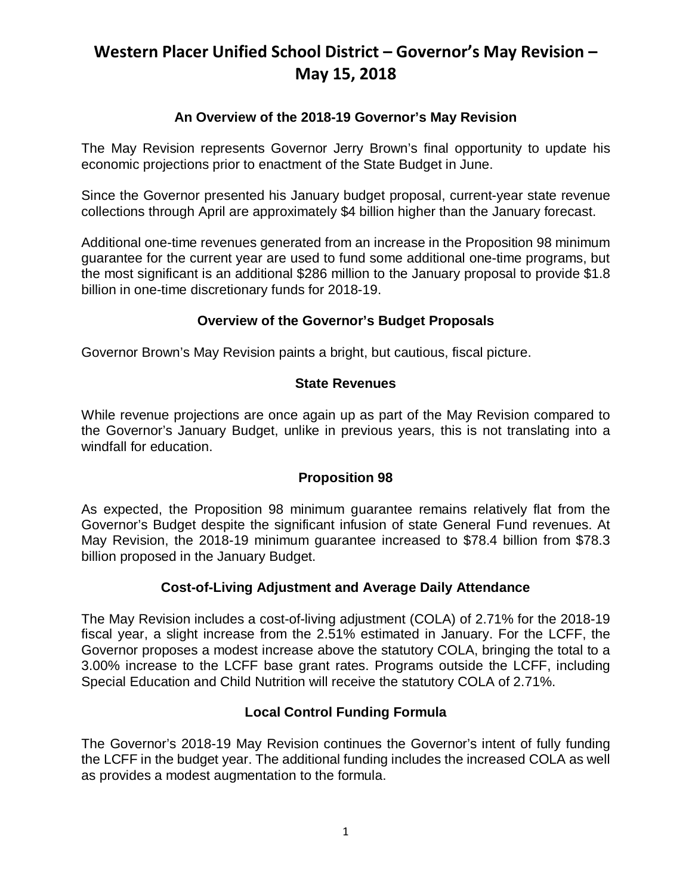# Western Placer Unified School District – Governor's May Revision – May 15, 2018

### An Overview of the 2018-19 Governor's May Revision

The May Revision represents Governor Jerry Brown's final opportunity to update his economic projections prior to enactment of the State Budget in June.

Since the Governor presented his January budget proposal, current-year state revenue collections through April are approximately $4 billion higher than the January forecast.

Additional one-time revenues generated from an increase in the Proposition 98 minimum guarantee for the current year are used to fund some additional one-time programs, but the most significant is an additional $286 million to the January proposal to provide $1.8 billion in one-time discretionary funds for 2018-19.

### Overview of the Governor's Budget Proposals

Governor Brown's May Revision paints a bright, but cautious, fiscal picture.

### State Revenues

While revenue projections are once again up as part of the May Revision compared to the Governor's January Budget, unlike in previous years, this is not translating into a windfall for education.

### Proposition 98

As expected, the Proposition 98 minimum guarantee remains relatively flat from the Governor's Budget despite the significant infusion of state General Fund revenues. At May Revision, the 2018-19 minimum guarantee increased to $78.4 billion from $78.3 billion proposed in the January Budget.

### Cost-of-Living Adjustment and Average Daily Attendance

The May Revision includes a cost-of-living adjustment (COLA) of 2.71% for the 2018-19 fiscal year, a slight increase from the 2.51% estimated in January. For the LCFF, the Governor proposes a modest increase above the statutory COLA, bringing the total to a 3.00% increase to the LCFF base grant rates. Programs outside the LCFF, including Special Education and Child Nutrition will receive the statutory COLA of 2.71%.

### Local Control Funding Formula

The Governor's 2018-19 May Revision continues the Governor's intent of fully funding the LCFF in the budget year. The additional funding includes the increased COLA as well as provides a modest augmentation to the formula.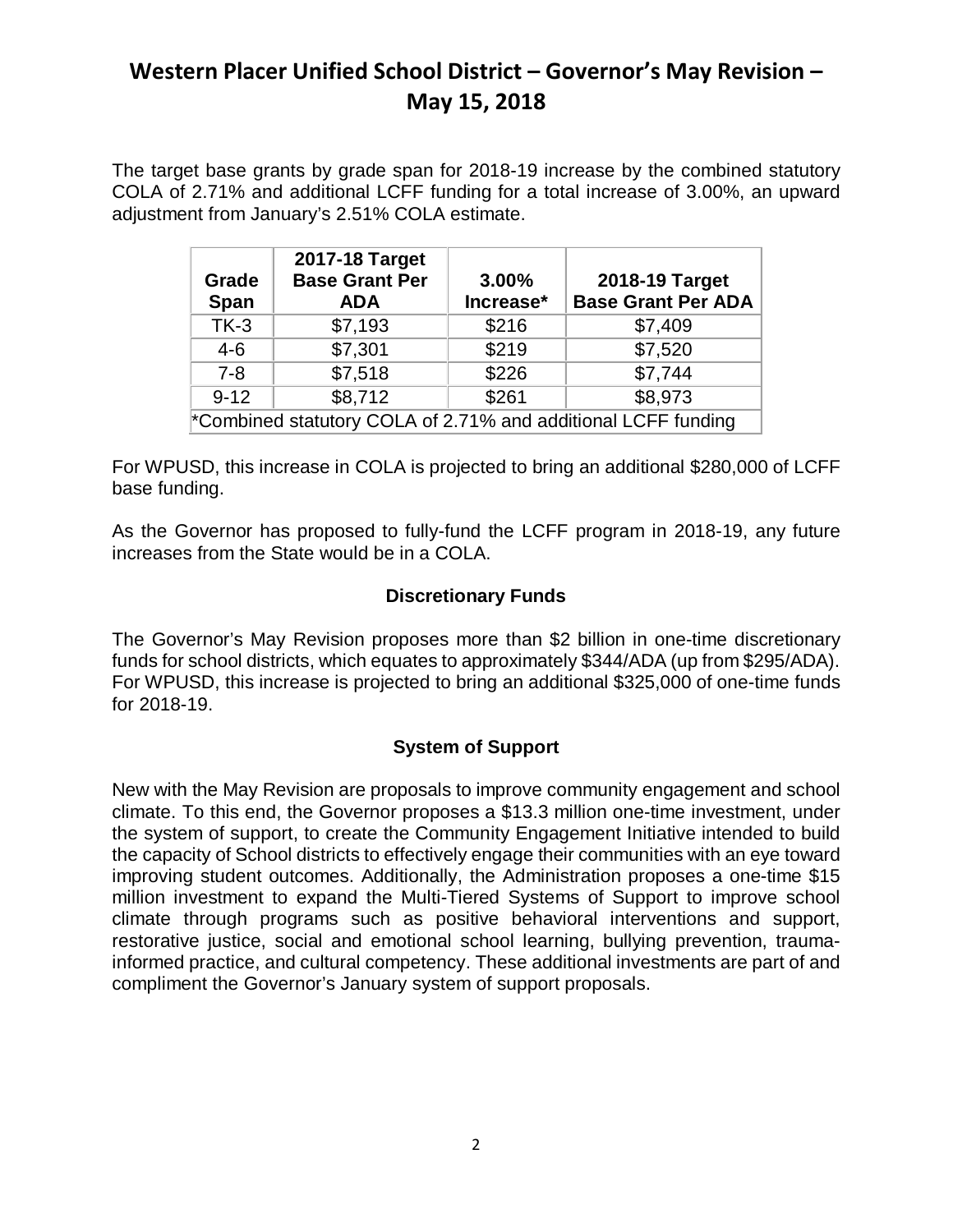# Western Placer Unified School District – Governor's May Revision – May 15, 2018

The target base grants by grade span for 2018-19 increase by the combined statutory COLA of 2.71% and additional LCFF funding for a total increase of 3.00%, an upward adjustment from January's 2.51% COLA estimate.

| Grade Span | 2017-18 Target Base Grant Per ADA | 3.00% Increase* | 2018-19 Target Base Grant Per ADA |
|---|---|---|---|
| TK-3 | $7,193 | $216 | $7,409 |
| 4-6 | $7,301 | $219 | $7,520 |
| 7-8 | $7,518 | $226 | $7,744 |
| 9-12 | $8,712 | $261 | $8,973 |
| *Combined statutory COLA of 2.71% and additional LCFF funding | | | |

For WPUSD, this increase in COLA is projected to bring an additional $280,000 of LCFF base funding.

As the Governor has proposed to fully-fund the LCFF program in 2018-19, any future increases from the State would be in a COLA.

## Discretionary Funds

The Governor's May Revision proposes more than $2 billion in one-time discretionary funds for school districts, which equates to approximately $344/ADA (up from $295/ADA). For WPUSD, this increase is projected to bring an additional $325,000 of one-time funds for 2018-19.

## System of Support

New with the May Revision are proposals to improve community engagement and school climate. To this end, the Governor proposes a $13.3 million one-time investment, under the system of support, to create the Community Engagement Initiative intended to build the capacity of School districts to effectively engage their communities with an eye toward improving student outcomes. Additionally, the Administration proposes a one-time $15 million investment to expand the Multi-Tiered Systems of Support to improve school climate through programs such as positive behavioral interventions and support, restorative justice, social and emotional school learning, bullying prevention, trauma-informed practice, and cultural competency. These additional investments are part of and compliment the Governor's January system of support proposals.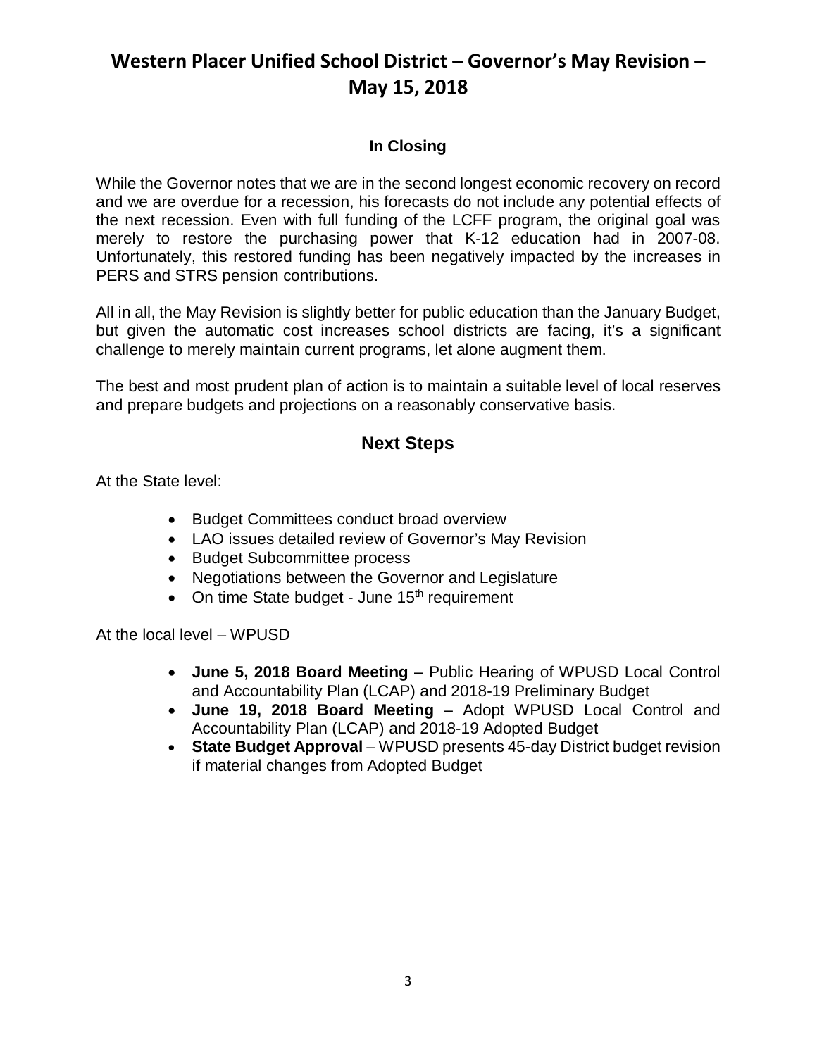# Western Placer Unified School District – Governor's May Revision – May 15, 2018

### In Closing

While the Governor notes that we are in the second longest economic recovery on record and we are overdue for a recession, his forecasts do not include any potential effects of the next recession. Even with full funding of the LCFF program, the original goal was merely to restore the purchasing power that K-12 education had in 2007-08. Unfortunately, this restored funding has been negatively impacted by the increases in PERS and STRS pension contributions.

All in all, the May Revision is slightly better for public education than the January Budget, but given the automatic cost increases school districts are facing, it's a significant challenge to merely maintain current programs, let alone augment them.

The best and most prudent plan of action is to maintain a suitable level of local reserves and prepare budgets and projections on a reasonably conservative basis.

## Next Steps

At the State level:

- Budget Committees conduct broad overview
- LAO issues detailed review of Governor's May Revision
- Budget Subcommittee process
- Negotiations between the Governor and Legislature
- On time State budget - June 15th requirement

At the local level – WPUSD

- **June 5, 2018 Board Meeting** – Public Hearing of WPUSD Local Control and Accountability Plan (LCAP) and 2018-19 Preliminary Budget
- **June 19, 2018 Board Meeting** – Adopt WPUSD Local Control and Accountability Plan (LCAP) and 2018-19 Adopted Budget
- **State Budget Approval** – WPUSD presents 45-day District budget revision if material changes from Adopted Budget